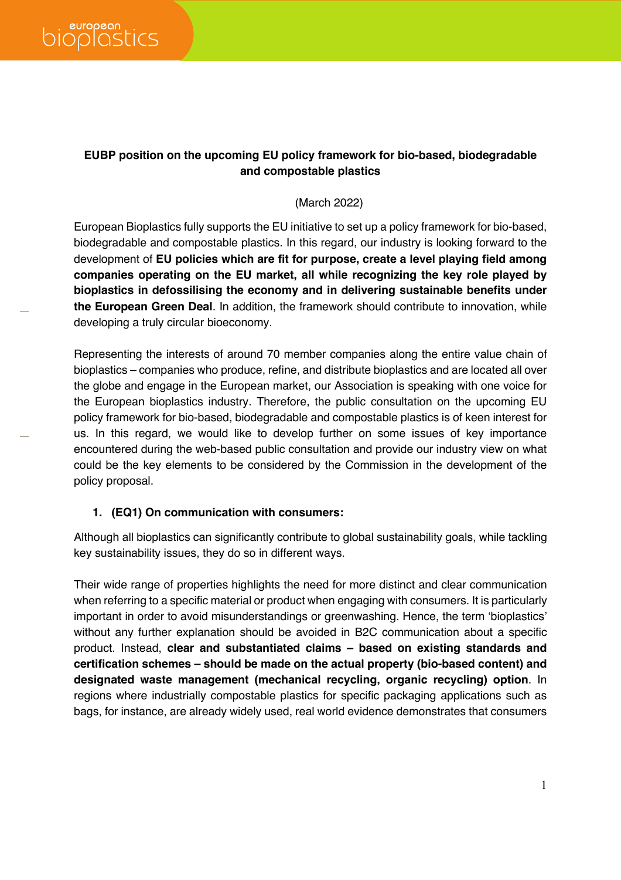**EUBP position on the upcoming EU policy framework for bio-based, biodegradable and compostable plastics**

(March 2022)

European Bioplastics fully supports the EU initiative to set up a policy framework for bio-based, biodegradable and compostable plastics. In this regard, our industry is looking forward to the development of **EU policies which are fit for purpose, create a level playing field among companies operating on the EU market, all while recognizing the key role played by bioplastics in defossilising the economy and in delivering sustainable benefits under the European Green Deal**. In addition, the framework should contribute to innovation, while developing a truly circular bioeconomy.

Representing the interests of around 70 member companies along the entire value chain of bioplastics – companies who produce, refine, and distribute bioplastics and are located all over the globe and engage in the European market, our Association is speaking with one voice for the European bioplastics industry. Therefore, the public consultation on the upcoming EU policy framework for bio-based, biodegradable and compostable plastics is of keen interest for us. In this regard, we would like to develop further on some issues of key importance encountered during the web-based public consultation and provide our industry view on what could be the key elements to be considered by the Commission in the development of the policy proposal.

1. **(EQ1) On communication with consumers:**

Although all bioplastics can significantly contribute to global sustainability goals, while tackling key sustainability issues, they do so in different ways.

Their wide range of properties highlights the need for more distinct and clear communication when referring to a specific material or product when engaging with consumers. It is particularly important in order to avoid misunderstandings or greenwashing. Hence, the term 'bioplastics' without any further explanation should be avoided in B2C communication about a specific product. Instead, **clear and substantiated claims – based on existing standards and certification schemes – should be made on the actual property (bio-based content) and designated waste management (mechanical recycling, organic recycling) option**. In regions where industrially compostable plastics for specific packaging applications such as bags, for instance, are already widely used, real world evidence demonstrates that consumers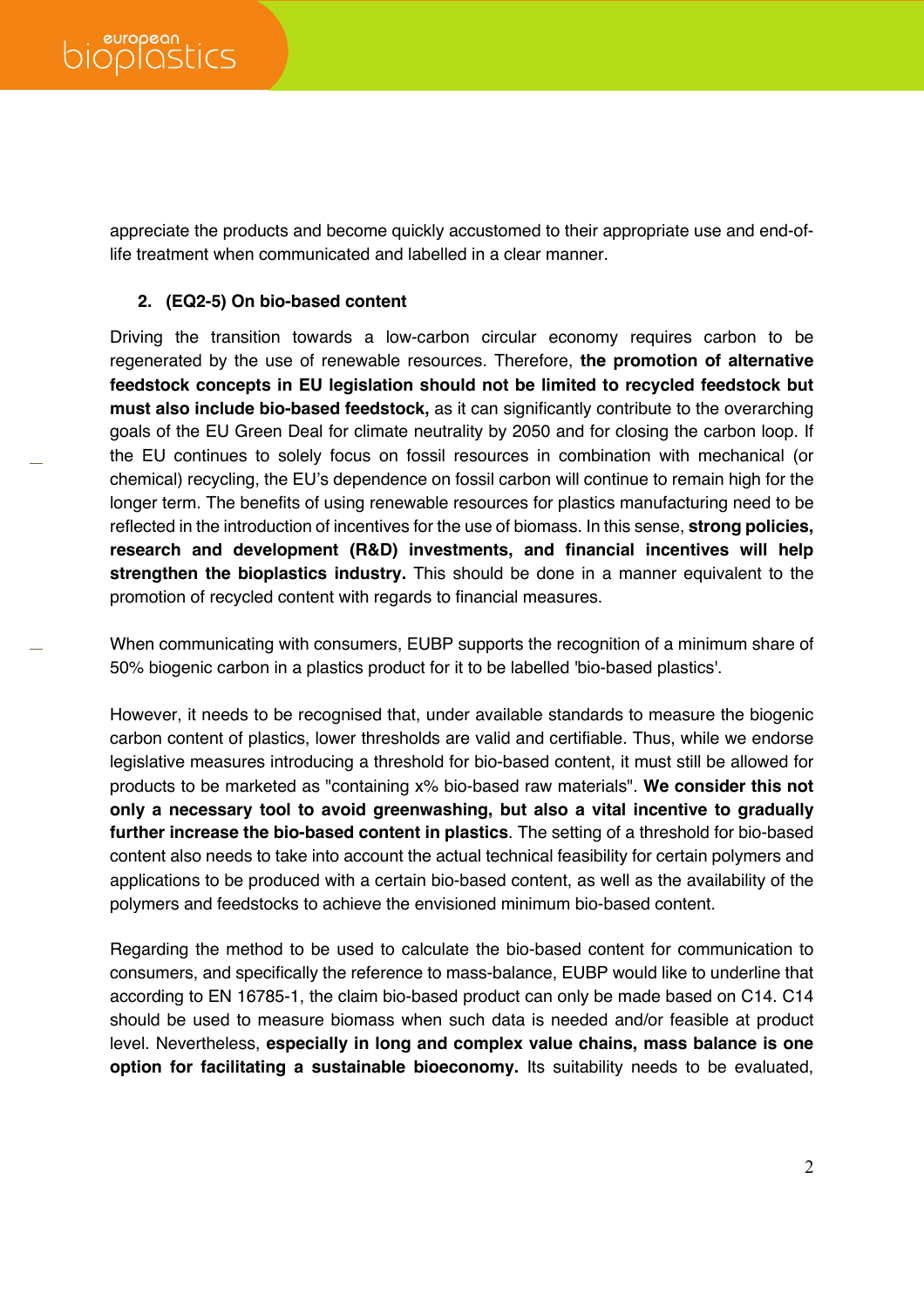appreciate the products and become quickly accustomed to their appropriate use and end-of-life treatment when communicated and labelled in a clear manner.

## 2. (EQ2-5) On bio-based content

Driving the transition towards a low-carbon circular economy requires carbon to be regenerated by the use of renewable resources. Therefore, **the promotion of alternative feedstock concepts in EU legislation should not be limited to recycled feedstock but must also include bio-based feedstock,** as it can significantly contribute to the overarching goals of the EU Green Deal for climate neutrality by 2050 and for closing the carbon loop. If the EU continues to solely focus on fossil resources in combination with mechanical (or chemical) recycling, the EU's dependence on fossil carbon will continue to remain high for the longer term. The benefits of using renewable resources for plastics manufacturing need to be reflected in the introduction of incentives for the use of biomass. In this sense, **strong policies, research and development (R&D) investments, and financial incentives will help strengthen the bioplastics industry.** This should be done in a manner equivalent to the promotion of recycled content with regards to financial measures.

When communicating with consumers, EUBP supports the recognition of a minimum share of 50% biogenic carbon in a plastics product for it to be labelled 'bio-based plastics'.

However, it needs to be recognised that, under available standards to measure the biogenic carbon content of plastics, lower thresholds are valid and certifiable. Thus, while we endorse legislative measures introducing a threshold for bio-based content, it must still be allowed for products to be marketed as "containing x% bio-based raw materials". **We consider this not only a necessary tool to avoid greenwashing, but also a vital incentive to gradually further increase the bio-based content in plastics**. The setting of a threshold for bio-based content also needs to take into account the actual technical feasibility for certain polymers and applications to be produced with a certain bio-based content, as well as the availability of the polymers and feedstocks to achieve the envisioned minimum bio-based content.

Regarding the method to be used to calculate the bio-based content for communication to consumers, and specifically the reference to mass-balance, EUBP would like to underline that according to EN 16785-1, the claim bio-based product can only be made based on C14. C14 should be used to measure biomass when such data is needed and/or feasible at product level. Nevertheless, **especially in long and complex value chains, mass balance is one option for facilitating a sustainable bioeconomy.** Its suitability needs to be evaluated,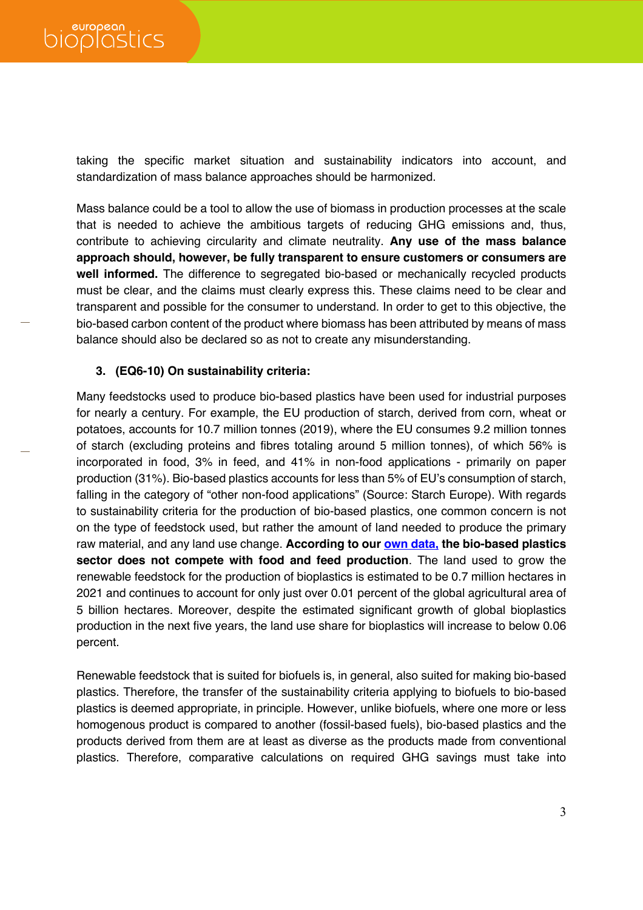taking the specific market situation and sustainability indicators into account, and standardization of mass balance approaches should be harmonized.

Mass balance could be a tool to allow the use of biomass in production processes at the scale that is needed to achieve the ambitious targets of reducing GHG emissions and, thus, contribute to achieving circularity and climate neutrality. **Any use of the mass balance approach should, however, be fully transparent to ensure customers or consumers are well informed.** The difference to segregated bio-based or mechanically recycled products must be clear, and the claims must clearly express this. These claims need to be clear and transparent and possible for the consumer to understand. In order to get to this objective, the bio-based carbon content of the product where biomass has been attributed by means of mass balance should also be declared so as not to create any misunderstanding.

3. **(EQ6-10) On sustainability criteria:**

Many feedstocks used to produce bio-based plastics have been used for industrial purposes for nearly a century. For example, the EU production of starch, derived from corn, wheat or potatoes, accounts for 10.7 million tonnes (2019), where the EU consumes 9.2 million tonnes of starch (excluding proteins and fibres totaling around 5 million tonnes), of which 56% is incorporated in food, 3% in feed, and 41% in non-food applications - primarily on paper production (31%). Bio-based plastics accounts for less than 5% of EU's consumption of starch, falling in the category of "other non-food applications" (Source: Starch Europe). With regards to sustainability criteria for the production of bio-based plastics, one common concern is not on the type of feedstock used, but rather the amount of land needed to produce the primary raw material, and any land use change. **According to our own data, the bio-based plastics sector does not compete with food and feed production**. The land used to grow the renewable feedstock for the production of bioplastics is estimated to be 0.7 million hectares in 2021 and continues to account for only just over 0.01 percent of the global agricultural area of 5 billion hectares. Moreover, despite the estimated significant growth of global bioplastics production in the next five years, the land use share for bioplastics will increase to below 0.06 percent.

Renewable feedstock that is suited for biofuels is, in general, also suited for making bio-based plastics. Therefore, the transfer of the sustainability criteria applying to biofuels to bio-based plastics is deemed appropriate, in principle. However, unlike biofuels, where one more or less homogenous product is compared to another (fossil-based fuels), bio-based plastics and the products derived from them are at least as diverse as the products made from conventional plastics. Therefore, comparative calculations on required GHG savings must take into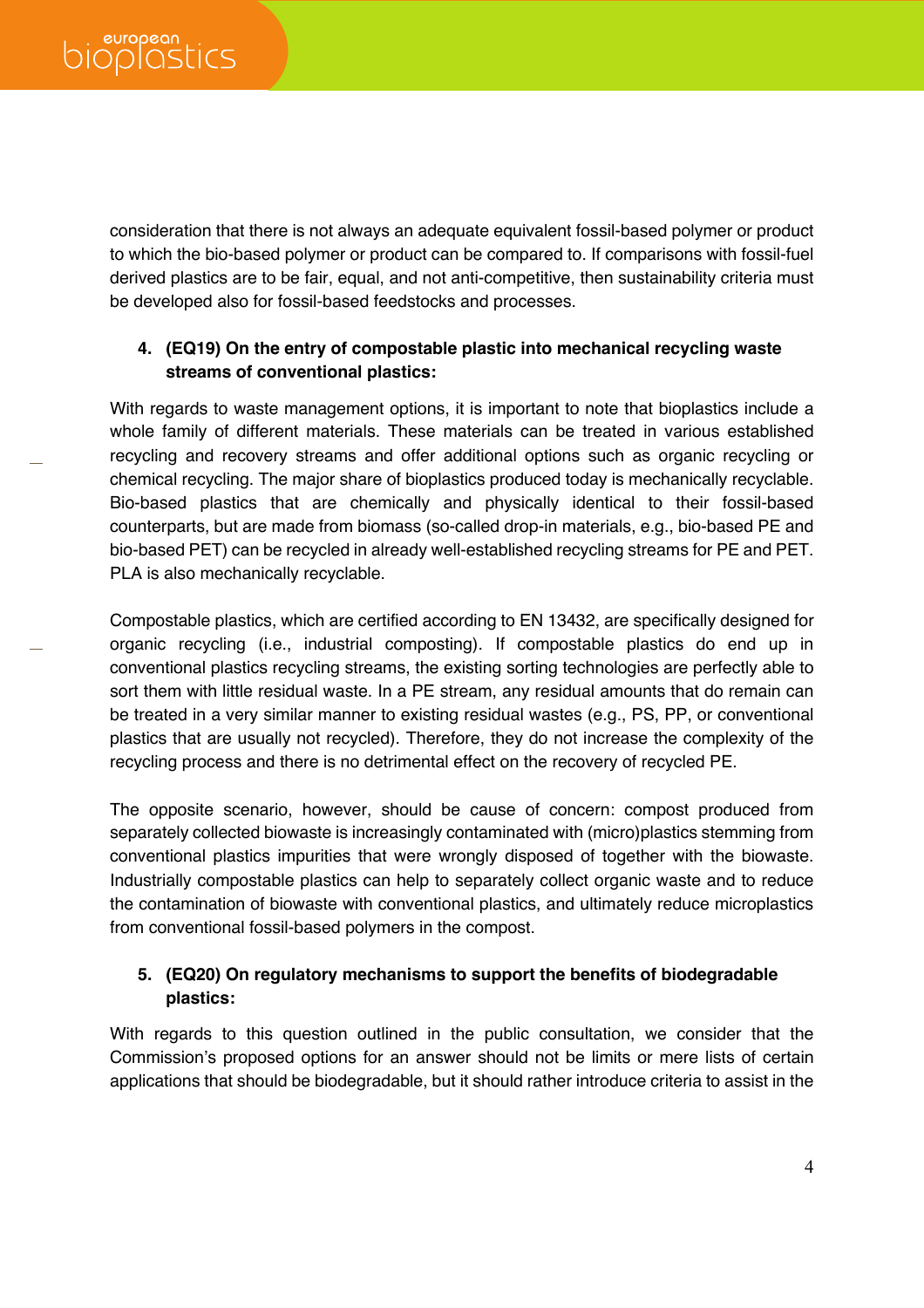consideration that there is not always an adequate equivalent fossil-based polymer or product to which the bio-based polymer or product can be compared to. If comparisons with fossil-fuel derived plastics are to be fair, equal, and not anti-competitive, then sustainability criteria must be developed also for fossil-based feedstocks and processes.

4. **(EQ19) On the entry of compostable plastic into mechanical recycling waste streams of conventional plastics:**

With regards to waste management options, it is important to note that bioplastics include a whole family of different materials. These materials can be treated in various established recycling and recovery streams and offer additional options such as organic recycling or chemical recycling. The major share of bioplastics produced today is mechanically recyclable. Bio-based plastics that are chemically and physically identical to their fossil-based counterparts, but are made from biomass (so-called drop-in materials, e.g., bio-based PE and bio-based PET) can be recycled in already well-established recycling streams for PE and PET. PLA is also mechanically recyclable.

Compostable plastics, which are certified according to EN 13432, are specifically designed for organic recycling (i.e., industrial composting). If compostable plastics do end up in conventional plastics recycling streams, the existing sorting technologies are perfectly able to sort them with little residual waste. In a PE stream, any residual amounts that do remain can be treated in a very similar manner to existing residual wastes (e.g., PS, PP, or conventional plastics that are usually not recycled). Therefore, they do not increase the complexity of the recycling process and there is no detrimental effect on the recovery of recycled PE.

The opposite scenario, however, should be cause of concern: compost produced from separately collected biowaste is increasingly contaminated with (micro)plastics stemming from conventional plastics impurities that were wrongly disposed of together with the biowaste. Industrially compostable plastics can help to separately collect organic waste and to reduce the contamination of biowaste with conventional plastics, and ultimately reduce microplastics from conventional fossil-based polymers in the compost.

5. **(EQ20) On regulatory mechanisms to support the benefits of biodegradable plastics:**

With regards to this question outlined in the public consultation, we consider that the Commission's proposed options for an answer should not be limits or mere lists of certain applications that should be biodegradable, but it should rather introduce criteria to assist in the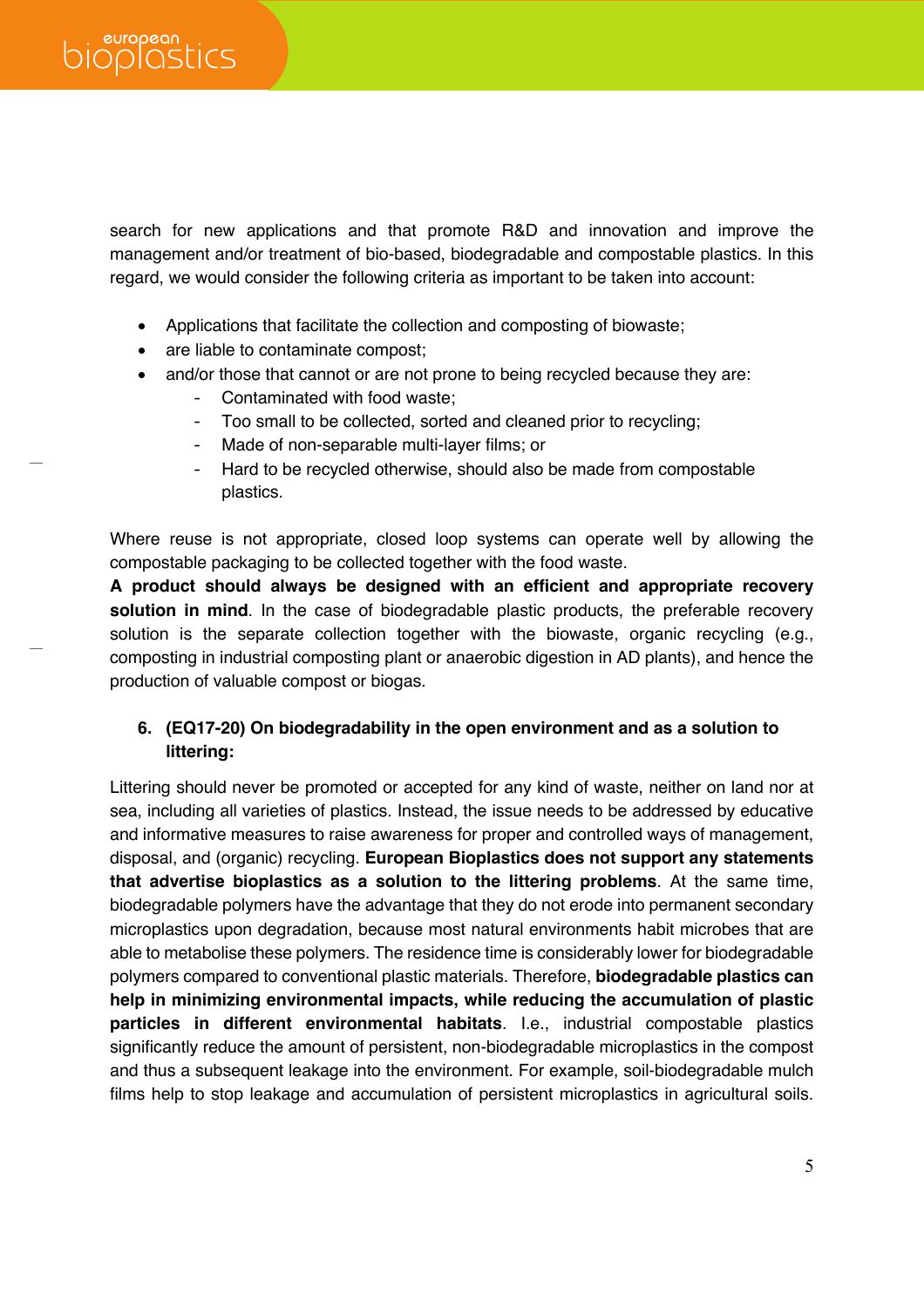search for new applications and that promote R&D and innovation and improve the management and/or treatment of bio-based, biodegradable and compostable plastics. In this regard, we would consider the following criteria as important to be taken into account:

- Applications that facilitate the collection and composting of biowaste;
- are liable to contaminate compost;
- and/or those that cannot or are not prone to being recycled because they are:
    - Contaminated with food waste;
    - Too small to be collected, sorted and cleaned prior to recycling;
    - Made of non-separable multi-layer films; or
    - Hard to be recycled otherwise, should also be made from compostable plastics.

Where reuse is not appropriate, closed loop systems can operate well by allowing the compostable packaging to be collected together with the food waste.
**A product should always be designed with an efficient and appropriate recovery solution in mind**. In the case of biodegradable plastic products, the preferable recovery solution is the separate collection together with the biowaste, organic recycling (e.g., composting in industrial composting plant or anaerobic digestion in AD plants), and hence the production of valuable compost or biogas.

6. **(EQ17-20) On biodegradability in the open environment and as a solution to littering:**

Littering should never be promoted or accepted for any kind of waste, neither on land nor at sea, including all varieties of plastics. Instead, the issue needs to be addressed by educative and informative measures to raise awareness for proper and controlled ways of management, disposal, and (organic) recycling. **European Bioplastics does not support any statements that advertise bioplastics as a solution to the littering problems**. At the same time, biodegradable polymers have the advantage that they do not erode into permanent secondary microplastics upon degradation, because most natural environments habit microbes that are able to metabolise these polymers. The residence time is considerably lower for biodegradable polymers compared to conventional plastic materials. Therefore, **biodegradable plastics can help in minimizing environmental impacts, while reducing the accumulation of plastic particles in different environmental habitats**. I.e., industrial compostable plastics significantly reduce the amount of persistent, non-biodegradable microplastics in the compost and thus a subsequent leakage into the environment. For example, soil-biodegradable mulch films help to stop leakage and accumulation of persistent microplastics in agricultural soils.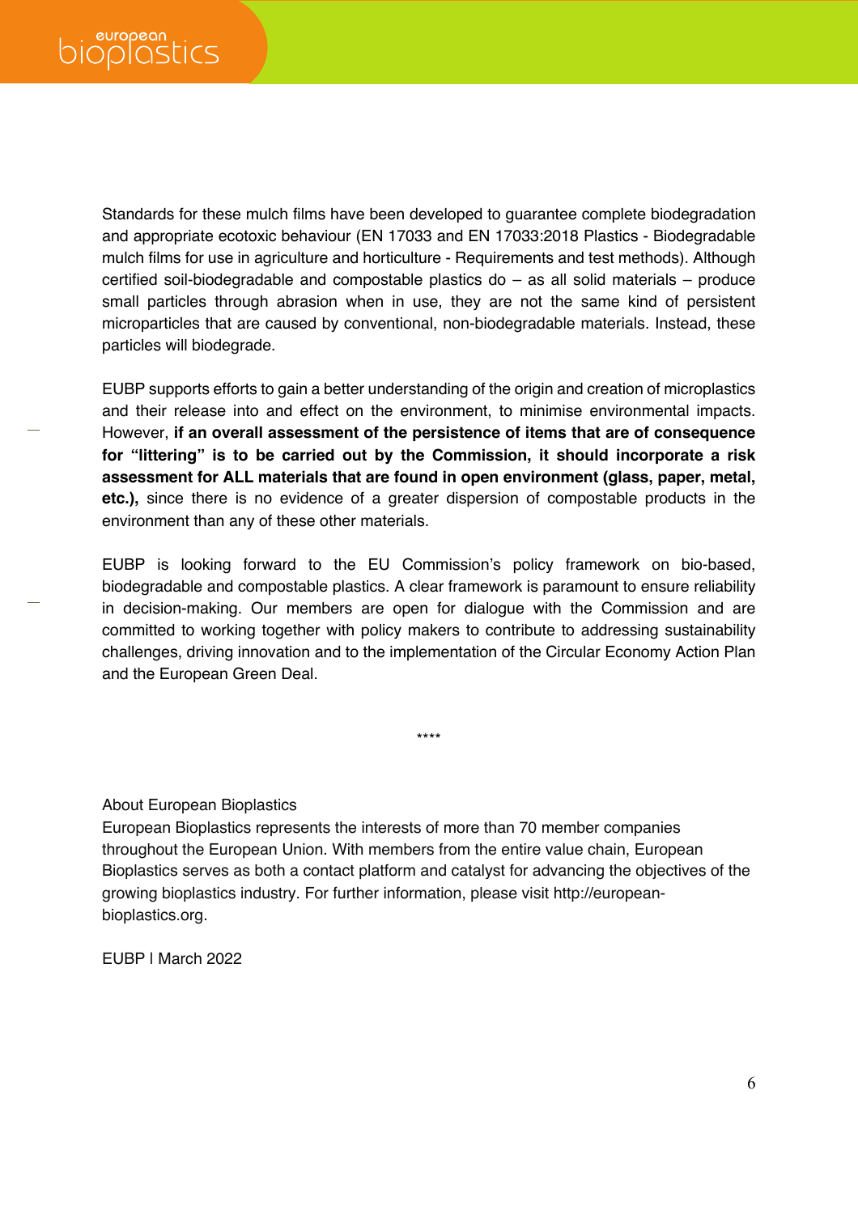Standards for these mulch films have been developed to guarantee complete biodegradation and appropriate ecotoxic behaviour (EN 17033 and EN 17033:2018 Plastics - Biodegradable mulch films for use in agriculture and horticulture - Requirements and test methods). Although certified soil-biodegradable and compostable plastics do – as all solid materials – produce small particles through abrasion when in use, they are not the same kind of persistent microparticles that are caused by conventional, non-biodegradable materials. Instead, these particles will biodegrade.

EUBP supports efforts to gain a better understanding of the origin and creation of microplastics and their release into and effect on the environment, to minimise environmental impacts. However, **if an overall assessment of the persistence of items that are of consequence for "littering" is to be carried out by the Commission, it should incorporate a risk assessment for ALL materials that are found in open environment (glass, paper, metal, etc.),** since there is no evidence of a greater dispersion of compostable products in the environment than any of these other materials.

EUBP is looking forward to the EU Commission's policy framework on bio-based, biodegradable and compostable plastics. A clear framework is paramount to ensure reliability in decision-making. Our members are open for dialogue with the Commission and are committed to working together with policy makers to contribute to addressing sustainability challenges, driving innovation and to the implementation of the Circular Economy Action Plan and the European Green Deal.

****

About European Bioplastics
European Bioplastics represents the interests of more than 70 member companies throughout the European Union. With members from the entire value chain, European Bioplastics serves as both a contact platform and catalyst for advancing the objectives of the growing bioplastics industry. For further information, please visit http://european-bioplastics.org.

EUBP I March 2022